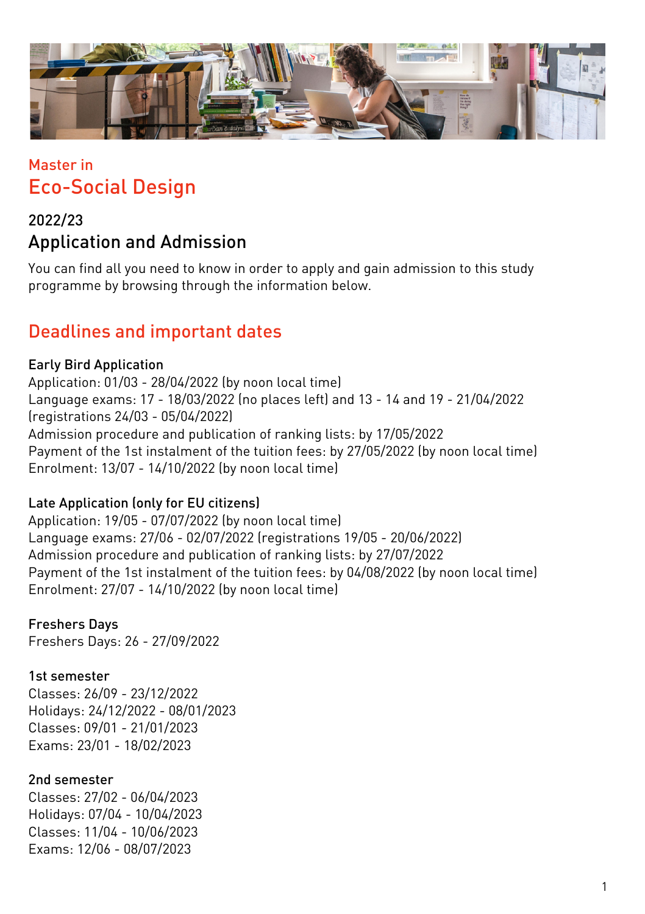Master in
# Eco-Social Design

## 2022/23
## Application and Admission

You can find all you need to know in order to apply and gain admission to this study programme by browsing through the information below.

## Deadlines and important dates

### Early Bird Application

Application: 01/03 - 28/04/2022 (by noon local time)
Language exams: 17 - 18/03/2022 (no places left) and 13 - 14 and 19 - 21/04/2022 (registrations 24/03 - 05/04/2022)
Admission procedure and publication of ranking lists: by 17/05/2022
Payment of the 1st instalment of the tuition fees: by 27/05/2022 (by noon local time)
Enrolment: 13/07 - 14/10/2022 (by noon local time)

### Late Application (only for EU citizens)

Application: 19/05 - 07/07/2022 (by noon local time)
Language exams: 27/06 - 02/07/2022 (registrations 19/05 - 20/06/2022)
Admission procedure and publication of ranking lists: by 27/07/2022
Payment of the 1st instalment of the tuition fees: by 04/08/2022 (by noon local time)
Enrolment: 27/07 - 14/10/2022 (by noon local time)

### Freshers Days

Freshers Days: 26 - 27/09/2022

### 1st semester

Classes: 26/09 - 23/12/2022
Holidays: 24/12/2022 - 08/01/2023
Classes: 09/01 - 21/01/2023
Exams: 23/01 - 18/02/2023

### 2nd semester

Classes: 27/02 - 06/04/2023
Holidays: 07/04 - 10/04/2023
Classes: 11/04 - 10/06/2023
Exams: 12/06 - 08/07/2023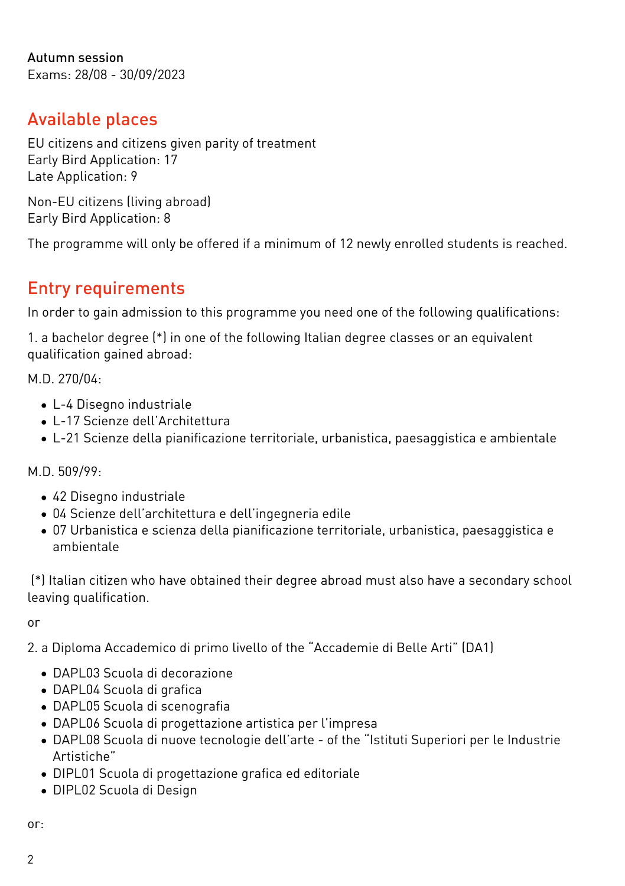Autumn session
Exams: 28/08 - 30/09/2023

## Available places

EU citizens and citizens given parity of treatment
Early Bird Application: 17
Late Application: 9

Non-EU citizens (living abroad)
Early Bird Application: 8

The programme will only be offered if a minimum of 12 newly enrolled students is reached.

## Entry requirements

In order to gain admission to this programme you need one of the following qualifications:

1. a bachelor degree (*) in one of the following Italian degree classes or an equivalent qualification gained abroad:

M.D. 270/04:

- L-4 Disegno industriale
- L-17 Scienze dell'Architettura
- L-21 Scienze della pianificazione territoriale, urbanistica, paesaggistica e ambientale

M.D. 509/99:

- 42 Disegno industriale
- 04 Scienze dell'architettura e dell'ingegneria edile
- 07 Urbanistica e scienza della pianificazione territoriale, urbanistica, paesaggistica e ambientale

(*) Italian citizen who have obtained their degree abroad must also have a secondary school leaving qualification.

or

2. a Diploma Accademico di primo livello of the "Accademie di Belle Arti" (DA1)

- DAPL03 Scuola di decorazione
- DAPL04 Scuola di grafica
- DAPL05 Scuola di scenografia
- DAPL06 Scuola di progettazione artistica per l'impresa
- DAPL08 Scuola di nuove tecnologie dell'arte - of the "Istituti Superiori per le Industrie Artistiche"
- DIPL01 Scuola di progettazione grafica ed editoriale
- DIPL02 Scuola di Design

or: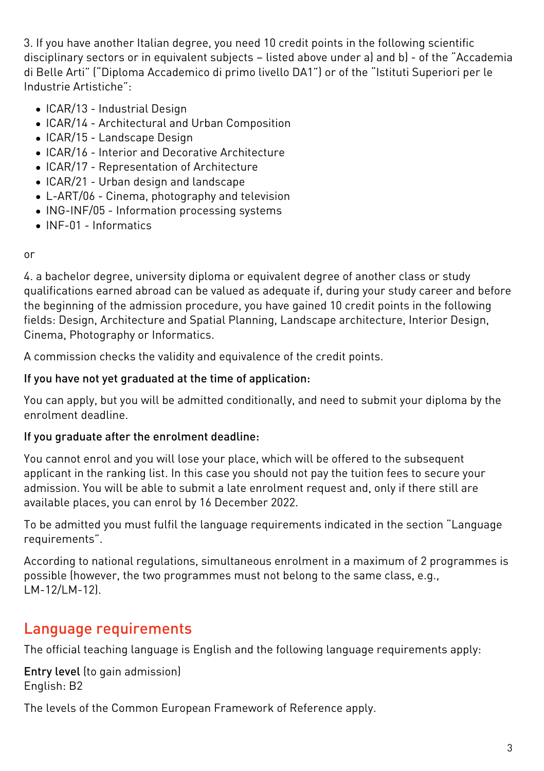3. If you have another Italian degree, you need 10 credit points in the following scientific disciplinary sectors or in equivalent subjects – listed above under a) and b) - of the "Accademia di Belle Arti" ("Diploma Accademico di primo livello DA1") or of the "Istituti Superiori per le Industrie Artistiche":

- ICAR/13 - Industrial Design
- ICAR/14 - Architectural and Urban Composition
- ICAR/15 - Landscape Design
- ICAR/16 - Interior and Decorative Architecture
- ICAR/17 - Representation of Architecture
- ICAR/21 - Urban design and landscape
- L-ART/06 - Cinema, photography and television
- ING-INF/05 - Information processing systems
- INF-01 - Informatics

or

4. a bachelor degree, university diploma or equivalent degree of another class or study qualifications earned abroad can be valued as adequate if, during your study career and before the beginning of the admission procedure, you have gained 10 credit points in the following fields: Design, Architecture and Spatial Planning, Landscape architecture, Interior Design, Cinema, Photography or Informatics.

A commission checks the validity and equivalence of the credit points.

**If you have not yet graduated at the time of application:**

You can apply, but you will be admitted conditionally, and need to submit your diploma by the enrolment deadline.

**If you graduate after the enrolment deadline:**

You cannot enrol and you will lose your place, which will be offered to the subsequent applicant in the ranking list. In this case you should not pay the tuition fees to secure your admission. You will be able to submit a late enrolment request and, only if there still are available places, you can enrol by 16 December 2022.

To be admitted you must fulfil the language requirements indicated in the section "Language requirements".

According to national regulations, simultaneous enrolment in a maximum of 2 programmes is possible (however, the two programmes must not belong to the same class, e.g., LM-12/LM-12).

## Language requirements

The official teaching language is English and the following language requirements apply:

**Entry level** (to gain admission)
English: B2

The levels of the Common European Framework of Reference apply.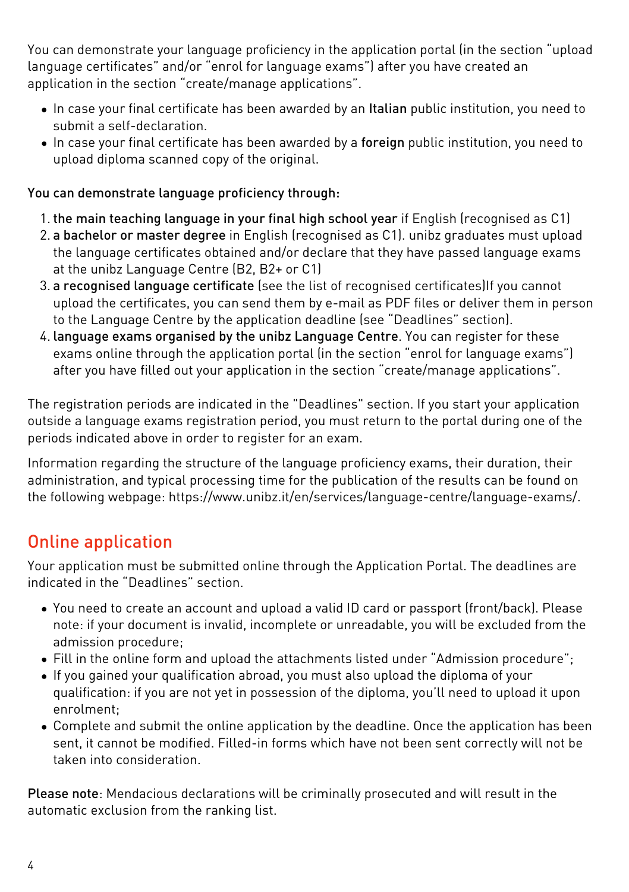You can demonstrate your language proficiency in the application portal (in the section "upload language certificates" and/or "enrol for language exams") after you have created an application in the section "create/manage applications".

- In case your final certificate has been awarded by an **Italian** public institution, you need to submit a self-declaration.
- In case your final certificate has been awarded by a **foreign** public institution, you need to upload diploma scanned copy of the original.

**You can demonstrate language proficiency through:**

1. **the main teaching language in your final high school year** if English (recognised as C1)
2. **a bachelor or master degree** in English (recognised as C1). unibz graduates must upload the language certificates obtained and/or declare that they have passed language exams at the unibz Language Centre (B2, B2+ or C1)
3. **a recognised language certificate** (see the list of recognised certificates)If you cannot upload the certificates, you can send them by e-mail as PDF files or deliver them in person to the Language Centre by the application deadline (see "Deadlines" section).
4. **language exams organised by the unibz Language Centre**. You can register for these exams online through the application portal (in the section "enrol for language exams") after you have filled out your application in the section "create/manage applications".

The registration periods are indicated in the "Deadlines" section. If you start your application outside a language exams registration period, you must return to the portal during one of the periods indicated above in order to register for an exam.

Information regarding the structure of the language proficiency exams, their duration, their administration, and typical processing time for the publication of the results can be found on the following webpage: https://www.unibz.it/en/services/language-centre/language-exams/.

## Online application

Your application must be submitted online through the Application Portal. The deadlines are indicated in the "Deadlines" section.

- You need to create an account and upload a valid ID card or passport (front/back). Please note: if your document is invalid, incomplete or unreadable, you will be excluded from the admission procedure;
- Fill in the online form and upload the attachments listed under "Admission procedure";
- If you gained your qualification abroad, you must also upload the diploma of your qualification: if you are not yet in possession of the diploma, you'll need to upload it upon enrolment;
- Complete and submit the online application by the deadline. Once the application has been sent, it cannot be modified. Filled-in forms which have not been sent correctly will not be taken into consideration.

**Please note**: Mendacious declarations will be criminally prosecuted and will result in the automatic exclusion from the ranking list.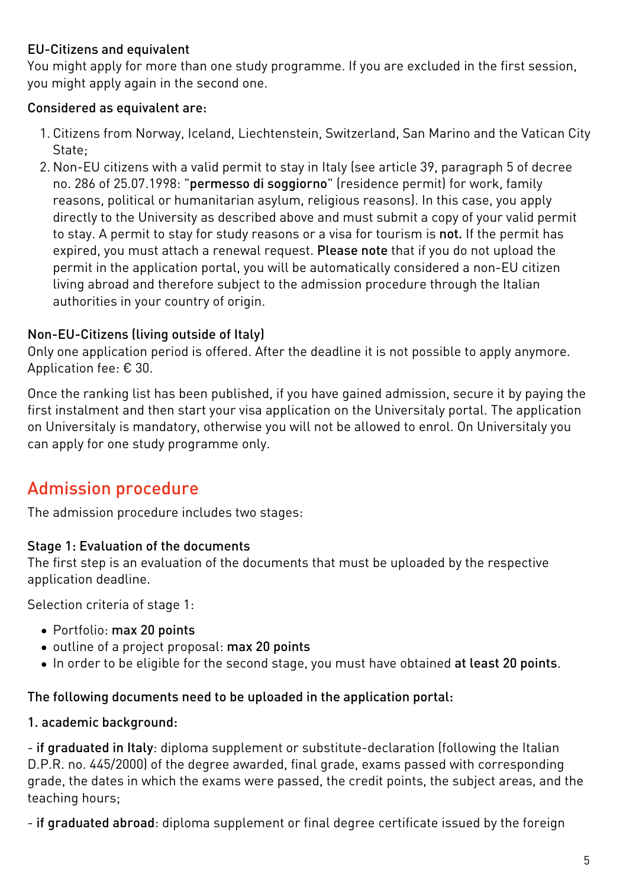**EU-Citizens and equivalent**
You might apply for more than one study programme. If you are excluded in the first session, you might apply again in the second one.

**Considered as equivalent are:**

1. Citizens from Norway, Iceland, Liechtenstein, Switzerland, San Marino and the Vatican City State;
2. Non-EU citizens with a valid permit to stay in Italy (see article 39, paragraph 5 of decree no. 286 of 25.07.1998: "**permesso di soggiorno**" (residence permit) for work, family reasons, political or humanitarian asylum, religious reasons). In this case, you apply directly to the University as described above and must submit a copy of your valid permit to stay. A permit to stay for study reasons or a visa for tourism is **not.** If the permit has expired, you must attach a renewal request. **Please note** that if you do not upload the permit in the application portal, you will be automatically considered a non-EU citizen living abroad and therefore subject to the admission procedure through the Italian authorities in your country of origin.

**Non-EU-Citizens (living outside of Italy)**
Only one application period is offered. After the deadline it is not possible to apply anymore. Application fee: € 30.

Once the ranking list has been published, if you have gained admission, secure it by paying the first instalment and then start your visa application on the Universitaly portal. The application on Universitaly is mandatory, otherwise you will not be allowed to enrol. On Universitaly you can apply for one study programme only.

## Admission procedure

The admission procedure includes two stages:

**Stage 1: Evaluation of the documents**
The first step is an evaluation of the documents that must be uploaded by the respective application deadline.

Selection criteria of stage 1:

- Portfolio: **max 20 points**
- outline of a project proposal: **max 20 points**
- In order to be eligible for the second stage, you must have obtained **at least 20 points**.

**The following documents need to be uploaded in the application portal:**

**1. academic background:**

- **if graduated in Italy**: diploma supplement or substitute-declaration (following the Italian D.P.R. no. 445/2000) of the degree awarded, final grade, exams passed with corresponding grade, the dates in which the exams were passed, the credit points, the subject areas, and the teaching hours;

- **if graduated abroad**: diploma supplement or final degree certificate issued by the foreign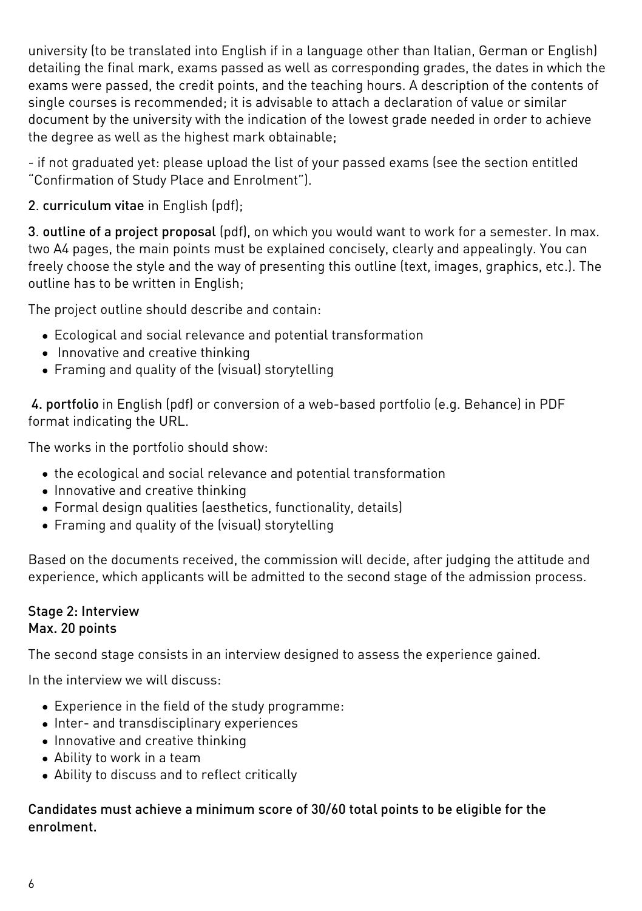university (to be translated into English if in a language other than Italian, German or English) detailing the final mark, exams passed as well as corresponding grades, the dates in which the exams were passed, the credit points, and the teaching hours. A description of the contents of single courses is recommended; it is advisable to attach a declaration of value or similar document by the university with the indication of the lowest grade needed in order to achieve the degree as well as the highest mark obtainable;

- if not graduated yet: please upload the list of your passed exams (see the section entitled "Confirmation of Study Place and Enrolment").

2. **curriculum vitae** in English (pdf);

3. **outline of a project proposal** (pdf), on which you would want to work for a semester. In max. two A4 pages, the main points must be explained concisely, clearly and appealingly. You can freely choose the style and the way of presenting this outline (text, images, graphics, etc.). The outline has to be written in English;

The project outline should describe and contain:

- Ecological and social relevance and potential transformation
- Innovative and creative thinking
- Framing and quality of the (visual) storytelling

4. **portfolio** in English (pdf) or conversion of a web-based portfolio (e.g. Behance) in PDF format indicating the URL.

The works in the portfolio should show:

- the ecological and social relevance and potential transformation
- Innovative and creative thinking
- Formal design qualities (aesthetics, functionality, details)
- Framing and quality of the (visual) storytelling

Based on the documents received, the commission will decide, after judging the attitude and experience, which applicants will be admitted to the second stage of the admission process.

### Stage 2: Interview
### Max. 20 points

The second stage consists in an interview designed to assess the experience gained.

In the interview we will discuss:

- Experience in the field of the study programme:
- Inter- and transdisciplinary experiences
- Innovative and creative thinking
- Ability to work in a team
- Ability to discuss and to reflect critically

**Candidates must achieve a minimum score of 30/60 total points to be eligible for the enrolment.**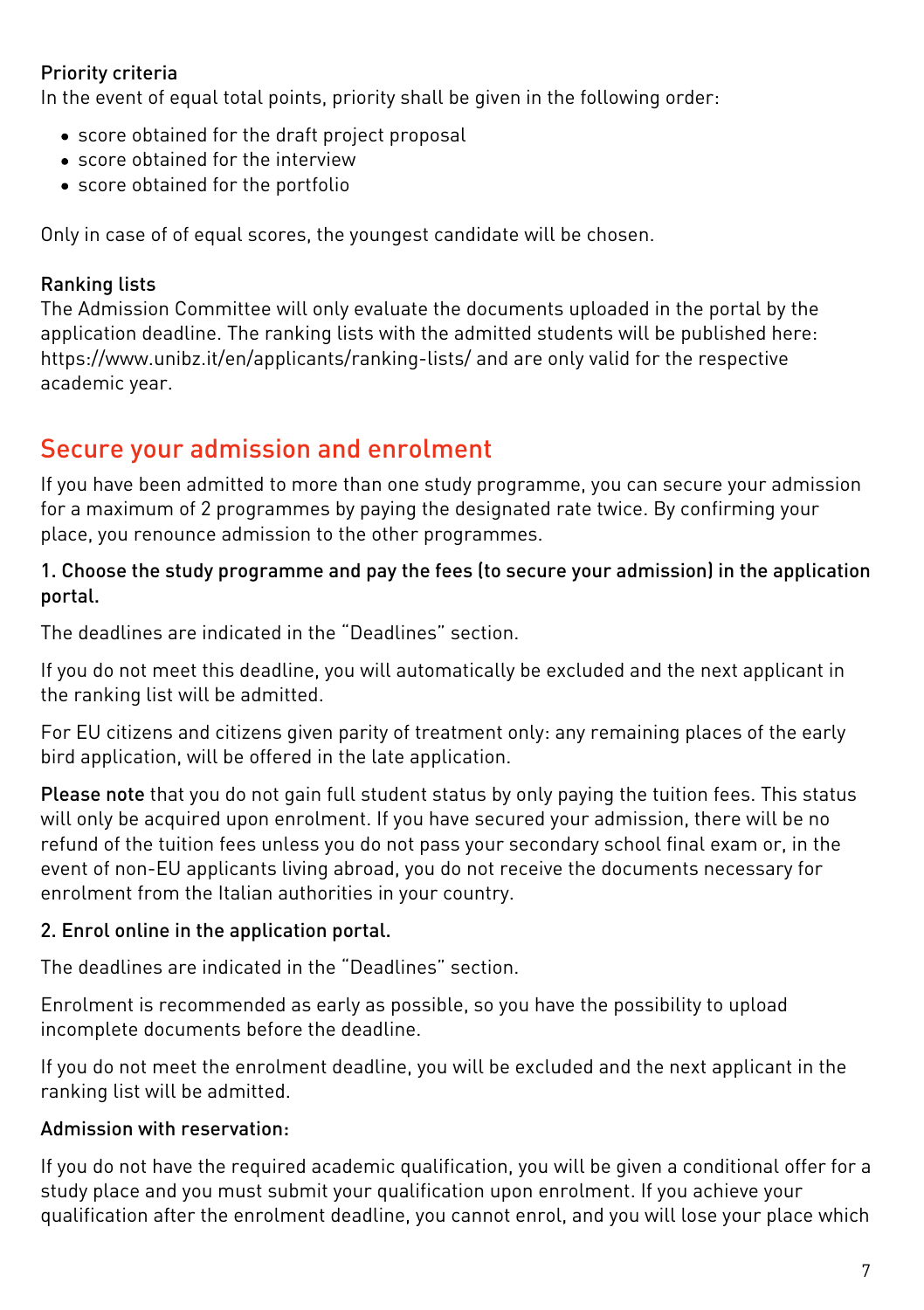### Priority criteria

In the event of equal total points, priority shall be given in the following order:

- score obtained for the draft project proposal
- score obtained for the interview
- score obtained for the portfolio

Only in case of of equal scores, the youngest candidate will be chosen.

### Ranking lists

The Admission Committee will only evaluate the documents uploaded in the portal by the application deadline. The ranking lists with the admitted students will be published here: https://www.unibz.it/en/applicants/ranking-lists/ and are only valid for the respective academic year.

## Secure your admission and enrolment

If you have been admitted to more than one study programme, you can secure your admission for a maximum of 2 programmes by paying the designated rate twice. By confirming your place, you renounce admission to the other programmes.

### 1. Choose the study programme and pay the fees (to secure your admission) in the application portal.

The deadlines are indicated in the "Deadlines" section.

If you do not meet this deadline, you will automatically be excluded and the next applicant in the ranking list will be admitted.

For EU citizens and citizens given parity of treatment only: any remaining places of the early bird application, will be offered in the late application.

**Please note** that you do not gain full student status by only paying the tuition fees. This status will only be acquired upon enrolment. If you have secured your admission, there will be no refund of the tuition fees unless you do not pass your secondary school final exam or, in the event of non-EU applicants living abroad, you do not receive the documents necessary for enrolment from the Italian authorities in your country.

### 2. Enrol online in the application portal.

The deadlines are indicated in the "Deadlines" section.

Enrolment is recommended as early as possible, so you have the possibility to upload incomplete documents before the deadline.

If you do not meet the enrolment deadline, you will be excluded and the next applicant in the ranking list will be admitted.

### Admission with reservation:

If you do not have the required academic qualification, you will be given a conditional offer for a study place and you must submit your qualification upon enrolment. If you achieve your qualification after the enrolment deadline, you cannot enrol, and you will lose your place which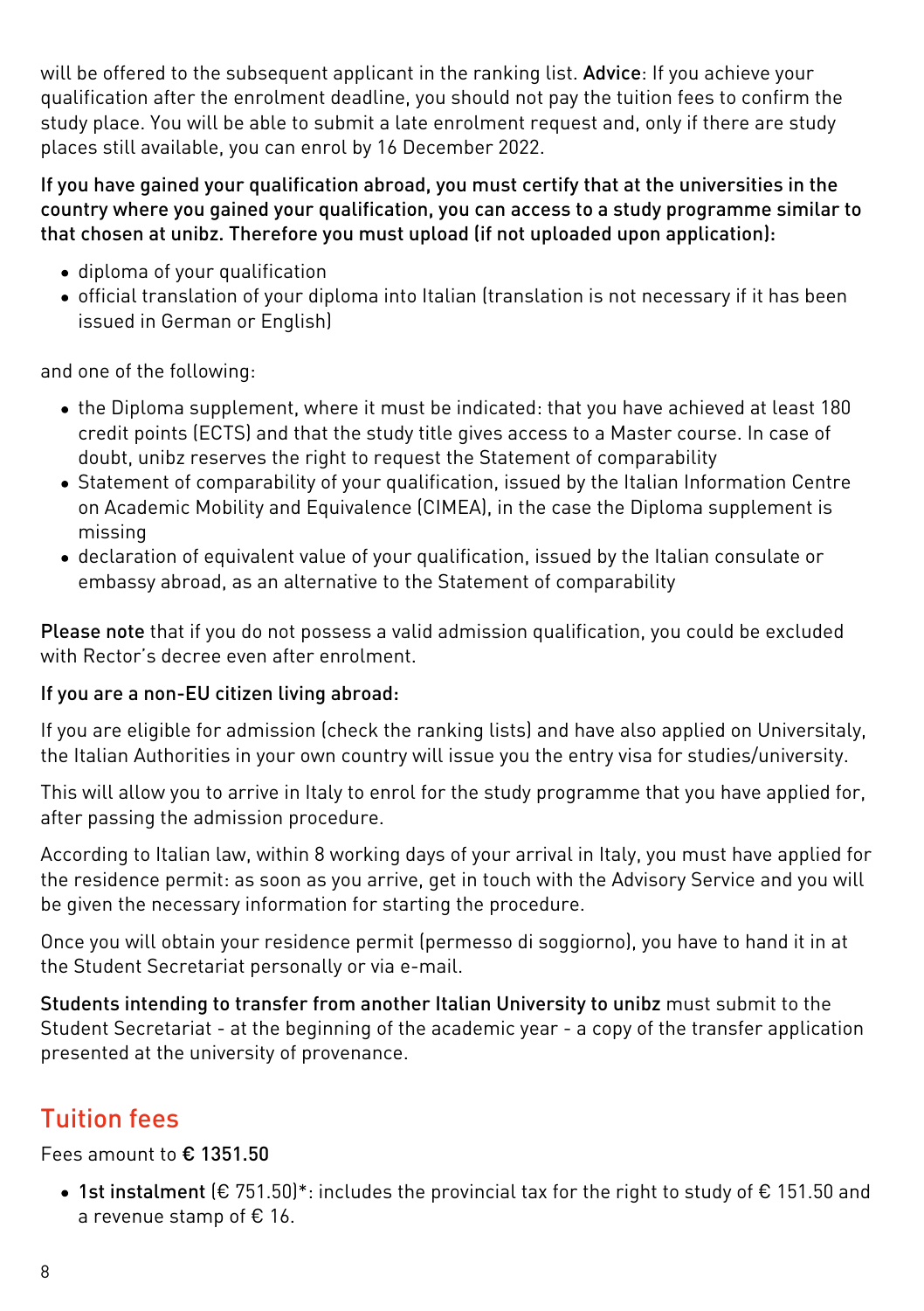will be offered to the subsequent applicant in the ranking list. **Advice**: If you achieve your qualification after the enrolment deadline, you should not pay the tuition fees to confirm the study place. You will be able to submit a late enrolment request and, only if there are study places still available, you can enrol by 16 December 2022.

**If you have gained your qualification abroad, you must certify that at the universities in the country where you gained your qualification, you can access to a study programme similar to that chosen at unibz. Therefore you must upload (if not uploaded upon application):**

- diploma of your qualification
- official translation of your diploma into Italian (translation is not necessary if it has been issued in German or English)

and one of the following:

- the Diploma supplement, where it must be indicated: that you have achieved at least 180 credit points (ECTS) and that the study title gives access to a Master course. In case of doubt, unibz reserves the right to request the Statement of comparability
- Statement of comparability of your qualification, issued by the Italian Information Centre on Academic Mobility and Equivalence (CIMEA), in the case the Diploma supplement is missing
- declaration of equivalent value of your qualification, issued by the Italian consulate or embassy abroad, as an alternative to the Statement of comparability

**Please note** that if you do not possess a valid admission qualification, you could be excluded with Rector's decree even after enrolment.

**If you are a non-EU citizen living abroad:**

If you are eligible for admission (check the ranking lists) and have also applied on Universitaly, the Italian Authorities in your own country will issue you the entry visa for studies/university.

This will allow you to arrive in Italy to enrol for the study programme that you have applied for, after passing the admission procedure.

According to Italian law, within 8 working days of your arrival in Italy, you must have applied for the residence permit: as soon as you arrive, get in touch with the Advisory Service and you will be given the necessary information for starting the procedure.

Once you will obtain your residence permit (permesso di soggiorno), you have to hand it in at the Student Secretariat personally or via e-mail.

**Students intending to transfer from another Italian University to unibz** must submit to the Student Secretariat - at the beginning of the academic year - a copy of the transfer application presented at the university of provenance.

## Tuition fees

Fees amount to **€ 1351.50**

- **1st instalment** (€ 751.50)*: includes the provincial tax for the right to study of € 151.50 and a revenue stamp of € 16.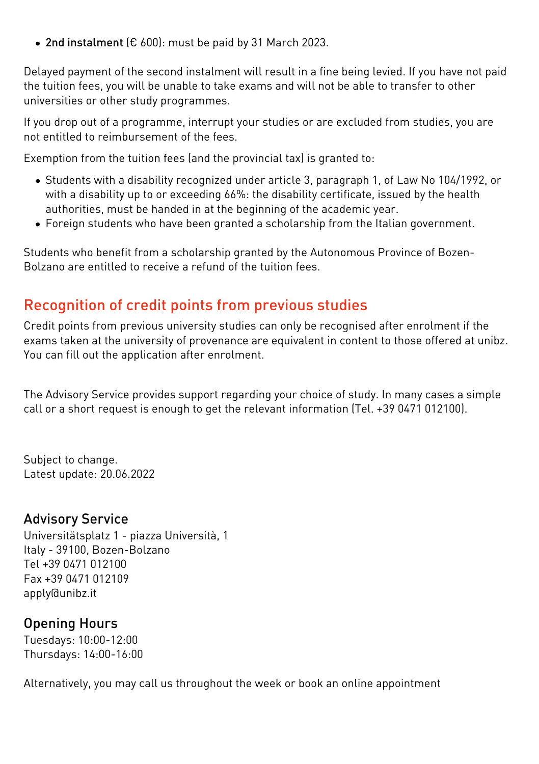- **2nd instalment** (€ 600): must be paid by 31 March 2023.

Delayed payment of the second instalment will result in a fine being levied. If you have not paid the tuition fees, you will be unable to take exams and will not be able to transfer to other universities or other study programmes.

If you drop out of a programme, interrupt your studies or are excluded from studies, you are not entitled to reimbursement of the fees.

Exemption from the tuition fees (and the provincial tax) is granted to:

- Students with a disability recognized under article 3, paragraph 1, of Law No 104/1992, or with a disability up to or exceeding 66%: the disability certificate, issued by the health authorities, must be handed in at the beginning of the academic year.
- Foreign students who have been granted a scholarship from the Italian government.

Students who benefit from a scholarship granted by the Autonomous Province of Bozen-Bolzano are entitled to receive a refund of the tuition fees.

## Recognition of credit points from previous studies

Credit points from previous university studies can only be recognised after enrolment if the exams taken at the university of provenance are equivalent in content to those offered at unibz. You can fill out the application after enrolment.

The Advisory Service provides support regarding your choice of study. In many cases a simple call or a short request is enough to get the relevant information (Tel. +39 0471 012100).

Subject to change.
Latest update: 20.06.2022

### Advisory Service

Universitätsplatz 1 - piazza Università, 1
Italy - 39100, Bozen-Bolzano
Tel +39 0471 012100
Fax +39 0471 012109
apply@unibz.it

### Opening Hours

Tuesdays: 10:00-12:00
Thursdays: 14:00-16:00

Alternatively, you may call us throughout the week or book an online appointment